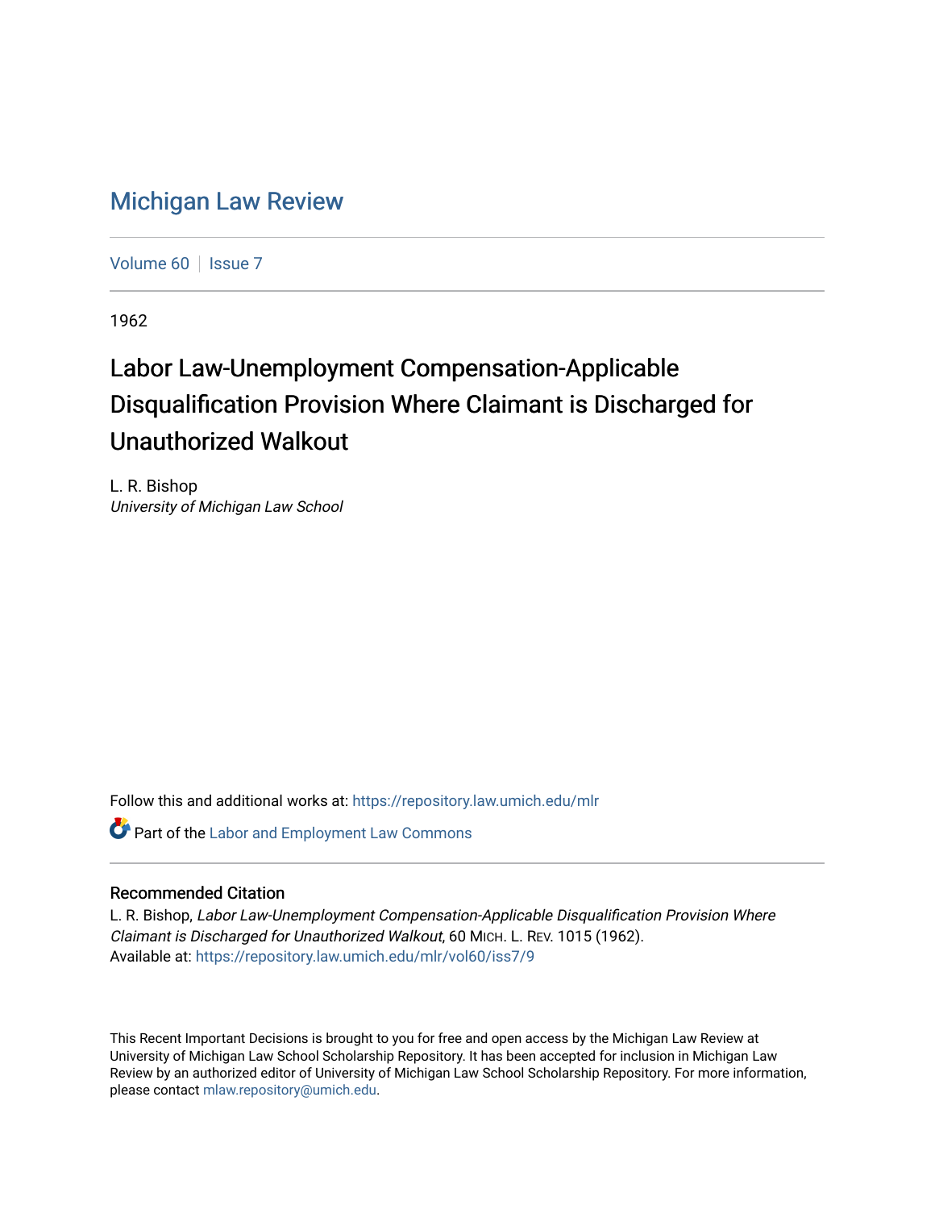# Michigan Law Review

Volume 60 | Issue 7

1962

## Labor Law-Unemployment Compensation-Applicable Disqualification Provision Where Claimant is Discharged for Unauthorized Walkout

L. R. Bishop
*University of Michigan Law School*

Follow this and additional works at: https://repository.law.umich.edu/mlr

Part of the Labor and Employment Law Commons

### Recommended Citation

L. R. Bishop, *Labor Law-Unemployment Compensation-Applicable Disqualification Provision Where Claimant is Discharged for Unauthorized Walkout*, 60 MICH. L. REV. 1015 (1962).
Available at: https://repository.law.umich.edu/mlr/vol60/iss7/9

This Recent Important Decisions is brought to you for free and open access by the Michigan Law Review at University of Michigan Law School Scholarship Repository. It has been accepted for inclusion in Michigan Law Review by an authorized editor of University of Michigan Law School Scholarship Repository. For more information, please contact mlaw.repository@umich.edu.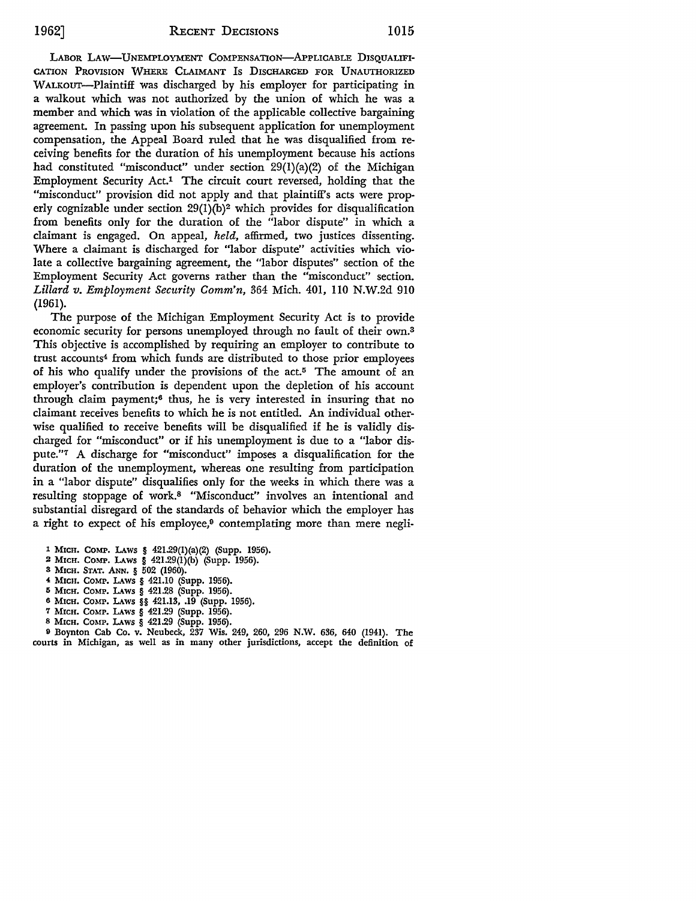LABOR LAW—UNEMPLOYMENT COMPENSATION—APPLICABLE DISQUALIFICATION PROVISION WHERE CLAIMANT IS DISCHARGED FOR UNAUTHORIZED WALKOUT—Plaintiff was discharged by his employer for participating in a walkout which was not authorized by the union of which he was a member and which was in violation of the applicable collective bargaining agreement. In passing upon his subsequent application for unemployment compensation, the Appeal Board ruled that he was disqualified from receiving benefits for the duration of his unemployment because his actions had constituted "misconduct" under section 29(1)(a)(2) of the Michigan Employment Security Act.[1] The circuit court reversed, holding that the "misconduct" provision did not apply and that plaintiff's acts were properly cognizable under section 29(1)(b)[2] which provides for disqualification from benefits only for the duration of the "labor dispute" in which a claimant is engaged. On appeal, *held*, affirmed, two justices dissenting. Where a claimant is discharged for "labor dispute" activities which violate a collective bargaining agreement, the "labor disputes" section of the Employment Security Act governs rather than the "misconduct" section. *Lillard v. Employment Security Comm'n*, 364 Mich. 401, 110 N.W.2d 910 (1961).

The purpose of the Michigan Employment Security Act is to provide economic security for persons unemployed through no fault of their own.[3] This objective is accomplished by requiring an employer to contribute to trust accounts[4] from which funds are distributed to those prior employees of his who qualify under the provisions of the act.[5] The amount of an employer's contribution is dependent upon the depletion of his account through claim payment;[6] thus, he is very interested in insuring that no claimant receives benefits to which he is not entitled. An individual otherwise qualified to receive benefits will be disqualified if he is validly discharged for "misconduct" or if his unemployment is due to a "labor dispute."[7] A discharge for "misconduct" imposes a disqualification for the duration of the unemployment, whereas one resulting from participation in a "labor dispute" disqualifies only for the weeks in which there was a resulting stoppage of work.[8] "Misconduct" involves an intentional and substantial disregard of the standards of behavior which the employer has a right to expect of his employee,[9] contemplating more than mere negli-

---

1 MICH. COMP. LAWS § 421.29(1)(a)(2) (Supp. 1956).

2 MICH. COMP. LAWS § 421.29(1)(b) (Supp. 1956).

3 MICH. STAT. ANN. § 502 (1960).

4 MICH. COMP. LAWS § 421.10 (Supp. 1956).

5 MICH. COMP. LAWS § 421.28 (Supp. 1956).

6 MICH. COMP. LAWS §§ 421.13, .19 (Supp. 1956).

7 MICH. COMP. LAWS § 421.29 (Supp. 1956).

8 MICH. COMP. LAWS § 421.29 (Supp. 1956).

9 Boynton Cab Co. v. Neubeck, 237 Wis. 249, 260, 296 N.W. 636, 640 (1941). The courts in Michigan, as well as in many other jurisdictions, accept the definition of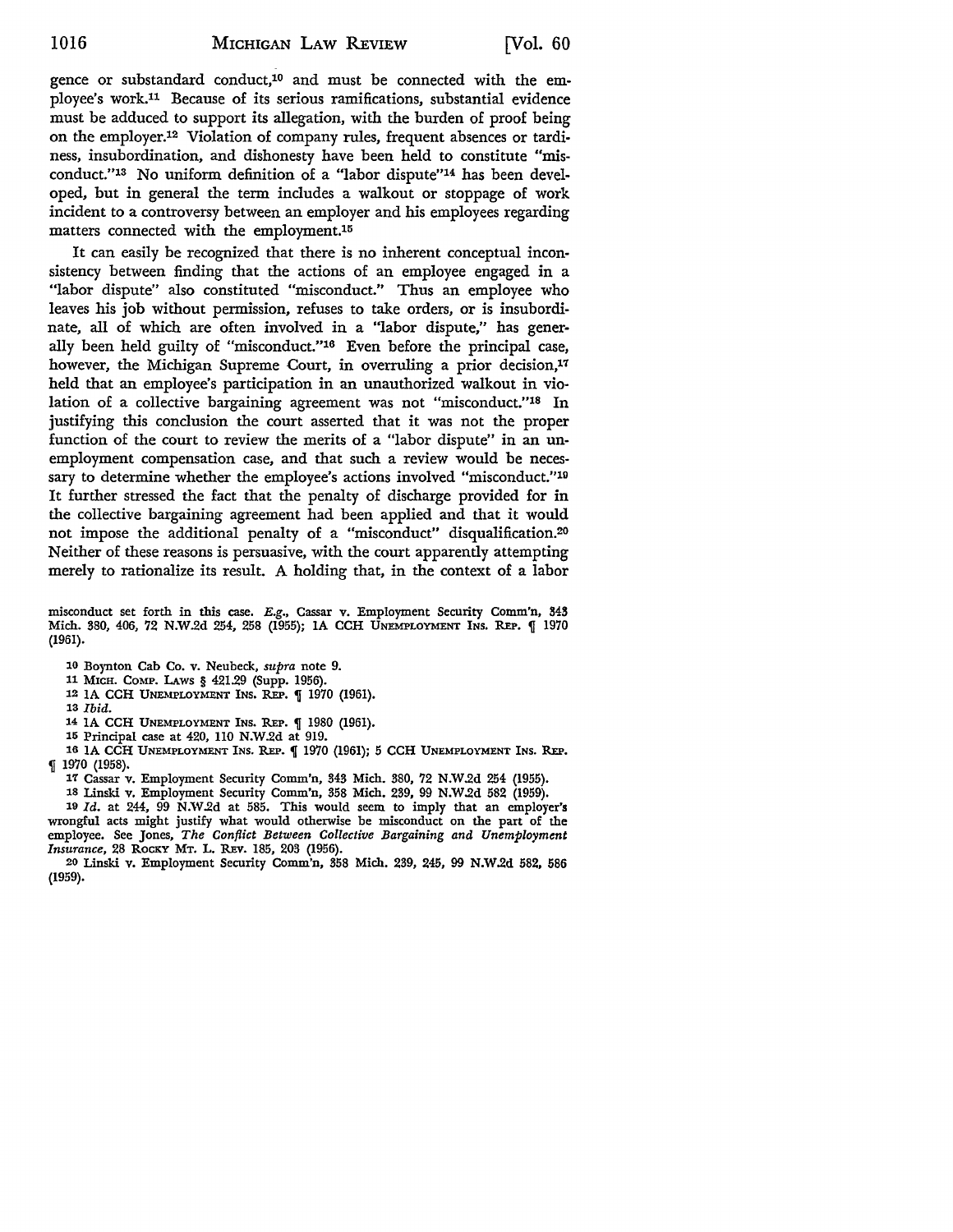gence or substandard conduct,[10] and must be connected with the employee's work.[11] Because of its serious ramifications, substantial evidence must be adduced to support its allegation, with the burden of proof being on the employer.[12] Violation of company rules, frequent absences or tardiness, insubordination, and dishonesty have been held to constitute "misconduct."[13] No uniform definition of a "labor dispute"[14] has been developed, but in general the term includes a walkout or stoppage of work incident to a controversy between an employer and his employees regarding matters connected with the employment.[15]

It can easily be recognized that there is no inherent conceptual inconsistency between finding that the actions of an employee engaged in a "labor dispute" also constituted "misconduct." Thus an employee who leaves his job without permission, refuses to take orders, or is insubordinate, all of which are often involved in a "labor dispute," has generally been held guilty of "misconduct."[16] Even before the principal case, however, the Michigan Supreme Court, in overruling a prior decision,[17] held that an employee's participation in an unauthorized walkout in violation of a collective bargaining agreement was not "misconduct."[18] In justifying this conclusion the court asserted that it was not the proper function of the court to review the merits of a "labor dispute" in an unemployment compensation case, and that such a review would be necessary to determine whether the employee's actions involved "misconduct."[19] It further stressed the fact that the penalty of discharge provided for in the collective bargaining agreement had been applied and that it would not impose the additional penalty of a "misconduct" disqualification.[20] Neither of these reasons is persuasive, with the court apparently attempting merely to rationalize its result. A holding that, in the context of a labor

misconduct set forth in this case. *E.g.*, Cassar v. Employment Security Comm'n, 343 Mich. 380, 406, 72 N.W.2d 254, 258 (1955); 1A CCH Unemployment Ins. Rep. ¶ 1970 (1961).

10 Boynton Cab Co. v. Neubeck, *supra* note 9.

11 Mich. Comp. Laws § 421.29 (Supp. 1956).

12 1A CCH Unemployment Ins. Rep. ¶ 1970 (1961).

13 *Ibid.*

14 1A CCH Unemployment Ins. Rep. ¶ 1980 (1961).

15 Principal case at 420, 110 N.W.2d at 919.

16 1A CCH Unemployment Ins. Rep. ¶ 1970 (1961); 5 CCH Unemployment Ins. Rep. ¶ 1970 (1958).

17 Cassar v. Employment Security Comm'n, 343 Mich. 380, 72 N.W.2d 254 (1955).

18 Linski v. Employment Security Comm'n, 358 Mich. 239, 99 N.W.2d 582 (1959).

19 *Id.* at 244, 99 N.W.2d at 585. This would seem to imply that an employer's wrongful acts might justify what would otherwise be misconduct on the part of the employee. See Jones, *The Conflict Between Collective Bargaining and Unemployment Insurance*, 28 Rocky Mt. L. Rev. 185, 203 (1956).

20 Linski v. Employment Security Comm'n, 358 Mich. 239, 245, 99 N.W.2d 582, 586 (1959).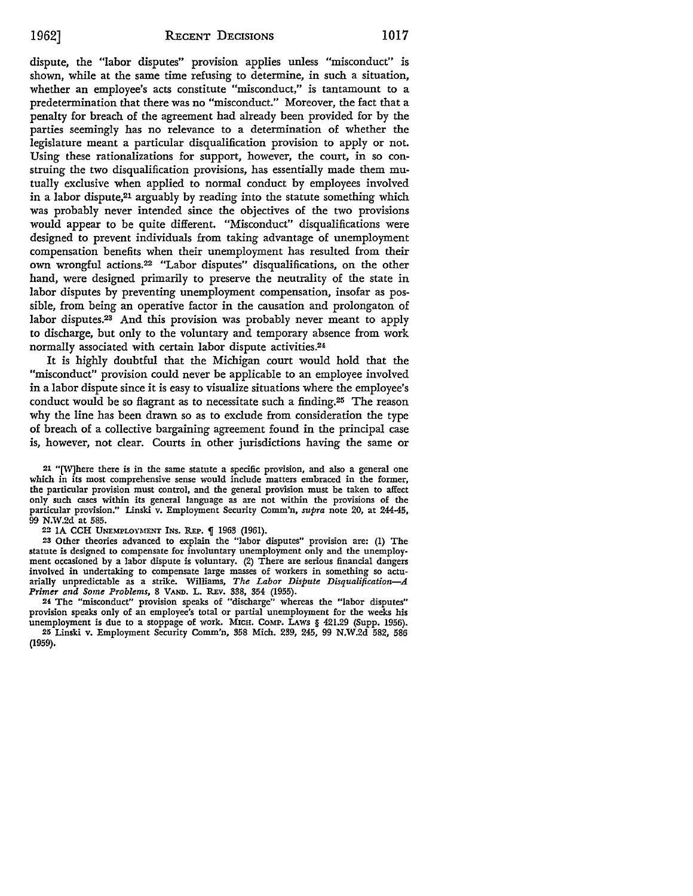dispute, the "labor disputes" provision applies unless "misconduct" is shown, while at the same time refusing to determine, in such a situation, whether an employee's acts constitute "misconduct," is tantamount to a predetermination that there was no "misconduct." Moreover, the fact that a penalty for breach of the agreement had already been provided for by the parties seemingly has no relevance to a determination of whether the legislature meant a particular disqualification provision to apply or not. Using these rationalizations for support, however, the court, in so construing the two disqualification provisions, has essentially made them mutually exclusive when applied to normal conduct by employees involved in a labor dispute,[21] arguably by reading into the statute something which was probably never intended since the objectives of the two provisions would appear to be quite different. "Misconduct" disqualifications were designed to prevent individuals from taking advantage of unemployment compensation benefits when their unemployment has resulted from their own wrongful actions.[22] "Labor disputes" disqualifications, on the other hand, were designed primarily to preserve the neutrality of the state in labor disputes by preventing unemployment compensation, insofar as possible, from being an operative factor in the causation and prolongaton of labor disputes.[23] And this provision was probably never meant to apply to discharge, but only to the voluntary and temporary absence from work normally associated with certain labor dispute activities.[24]

It is highly doubtful that the Michigan court would hold that the "misconduct" provision could never be applicable to an employee involved in a labor dispute since it is easy to visualize situations where the employee's conduct would be so flagrant as to necessitate such a finding.[25] The reason why the line has been drawn so as to exclude from consideration the type of breach of a collective bargaining agreement found in the principal case is, however, not clear. Courts in other jurisdictions having the same or

---

[21] "[W]here there is in the same statute a specific provision, and also a general one which in its most comprehensive sense would include matters embraced in the former, the particular provision must control, and the general provision must be taken to affect only such cases within its general language as are not within the provisions of the particular provision." Linski v. Employment Security Comm'n, *supra* note 20, at 244-45, 99 N.W.2d at 585.

[22] 1A CCH UNEMPLOYMENT INS. REP. ¶ 1963 (1961).

[23] Other theories advanced to explain the "labor disputes" provision are: (1) The statute is designed to compensate for involuntary unemployment only and the unemployment occasioned by a labor dispute is voluntary. (2) There are serious financial dangers involved in undertaking to compensate large masses of workers in something so actuarially unpredictable as a strike. Williams, *The Labor Dispute Disqualification—A Primer and Some Problems*, 8 VAND. L. REV. 338, 354 (1955).

[24] The "misconduct" provision speaks of "discharge" whereas the "labor disputes" provision speaks only of an employee's total or partial unemployment for the weeks his unemployment is due to a stoppage of work. MICH. COMP. LAWS § 421.29 (Supp. 1956).

[25] Linski v. Employment Security Comm'n, 358 Mich. 239, 245, 99 N.W.2d 582, 586 (1959).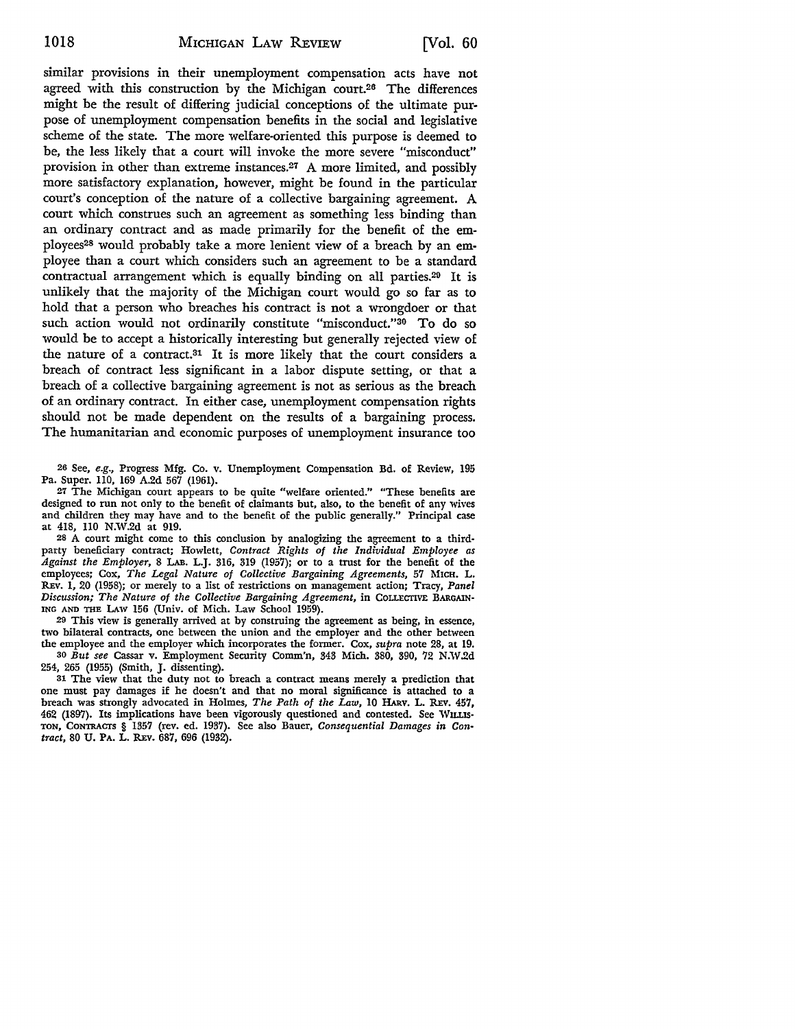similar provisions in their unemployment compensation acts have not agreed with this construction by the Michigan court.[26] The differences might be the result of differing judicial conceptions of the ultimate purpose of unemployment compensation benefits in the social and legislative scheme of the state. The more welfare-oriented this purpose is deemed to be, the less likely that a court will invoke the more severe "misconduct" provision in other than extreme instances.[27] A more limited, and possibly more satisfactory explanation, however, might be found in the particular court's conception of the nature of a collective bargaining agreement. A court which construes such an agreement as something less binding than an ordinary contract and as made primarily for the benefit of the employees[28] would probably take a more lenient view of a breach by an employee than a court which considers such an agreement to be a standard contractual arrangement which is equally binding on all parties.[29] It is unlikely that the majority of the Michigan court would go so far as to hold that a person who breaches his contract is not a wrongdoer or that such action would not ordinarily constitute "misconduct."[30] To do so would be to accept a historically interesting but generally rejected view of the nature of a contract.[31] It is more likely that the court considers a breach of contract less significant in a labor dispute setting, or that a breach of a collective bargaining agreement is not as serious as the breach of an ordinary contract. In either case, unemployment compensation rights should not be made dependent on the results of a bargaining process. The humanitarian and economic purposes of unemployment insurance too

[26] See, *e.g.*, Progress Mfg. Co. v. Unemployment Compensation Bd. of Review, 195 Pa. Super. 110, 169 A.2d 567 (1961).

[27] The Michigan court appears to be quite "welfare oriented." "These benefits are designed to run not only to the benefit of claimants but, also, to the benefit of any wives and children they may have and to the benefit of the public generally." Principal case at 418, 110 N.W.2d at 919.

[28] A court might come to this conclusion by analogizing the agreement to a third-party beneficiary contract; Howlett, *Contract Rights of the Individual Employee as Against the Employer*, 8 LAB. L.J. 316, 319 (1957); or to a trust for the benefit of the employees; Cox, *The Legal Nature of Collective Bargaining Agreements*, 57 MICH. L. REV. 1, 20 (1958); or merely to a list of restrictions on management action; Tracy, *Panel Discussion; The Nature of the Collective Bargaining Agreement*, in COLLECTIVE BARGAINING AND THE LAW 156 (Univ. of Mich. Law School 1959).

[29] This view is generally arrived at by construing the agreement as being, in essence, two bilateral contracts, one between the union and the employer and the other between the employee and the employer which incorporates the former. Cox, *supra* note 28, at 19.

[30] *But see* Cassar v. Employment Security Comm'n, 343 Mich. 380, 390, 72 N.W.2d 254, 265 (1955) (Smith, J. dissenting).

[31] The view that the duty not to breach a contract means merely a prediction that one must pay damages if he doesn't and that no moral significance is attached to a breach was strongly advocated in Holmes, *The Path of the Law*, 10 HARV. L. REV. 457, 462 (1897). Its implications have been vigorously questioned and contested. See WILLISTON, CONTRACTS § 1357 (rev. ed. 1937). See also Bauer, *Consequential Damages in Contract*, 80 U. PA. L. REV. 687, 696 (1932).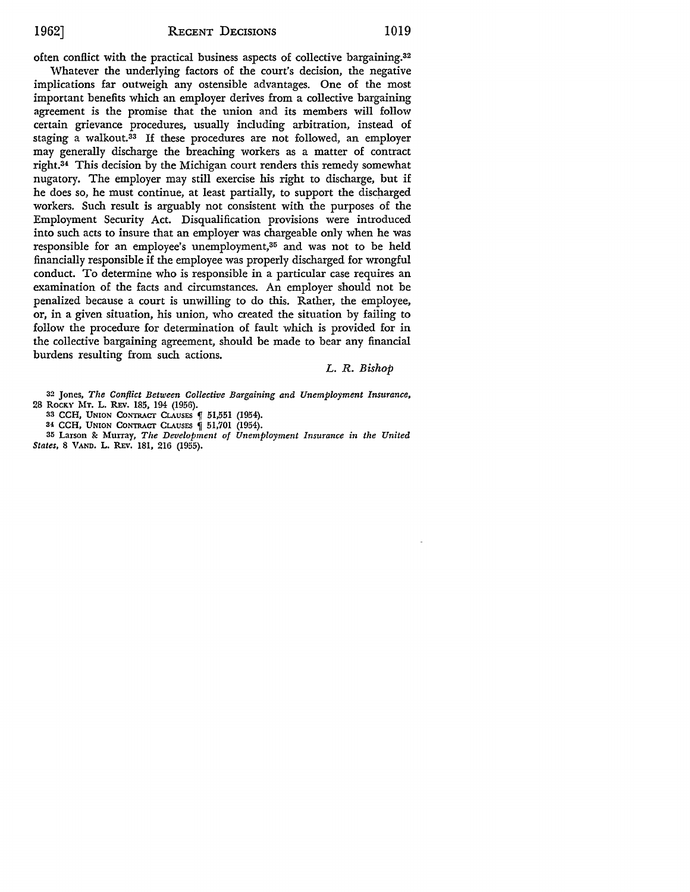often conflict with the practical business aspects of collective bargaining.[32]

Whatever the underlying factors of the court's decision, the negative implications far outweigh any ostensible advantages. One of the most important benefits which an employer derives from a collective bargaining agreement is the promise that the union and its members will follow certain grievance procedures, usually including arbitration, instead of staging a walkout.[33] If these procedures are not followed, an employer may generally discharge the breaching workers as a matter of contract right.[34] This decision by the Michigan court renders this remedy somewhat nugatory. The employer may still exercise his right to discharge, but if he does so, he must continue, at least partially, to support the discharged workers. Such result is arguably not consistent with the purposes of the Employment Security Act. Disqualification provisions were introduced into such acts to insure that an employer was chargeable only when he was responsible for an employee's unemployment,[35] and was not to be held financially responsible if the employee was properly discharged for wrongful conduct. To determine who is responsible in a particular case requires an examination of the facts and circumstances. An employer should not be penalized because a court is unwilling to do this. Rather, the employee, or, in a given situation, his union, who created the situation by failing to follow the procedure for determination of fault which is provided for in the collective bargaining agreement, should be made to bear any financial burdens resulting from such actions.

*L. R. Bishop*

---

[32] Jones, *The Conflict Between Collective Bargaining and Unemployment Insurance*, 28 ROCKY MT. L. REV. 185, 194 (1956).

[33] CCH, UNION CONTRACT CLAUSES ¶ 51,551 (1954).

[34] CCH, UNION CONTRACT CLAUSES ¶ 51,701 (1954).

[35] Larson & Murray, *The Development of Unemployment Insurance in the United States*, 8 VAND. L. REV. 181, 216 (1955).